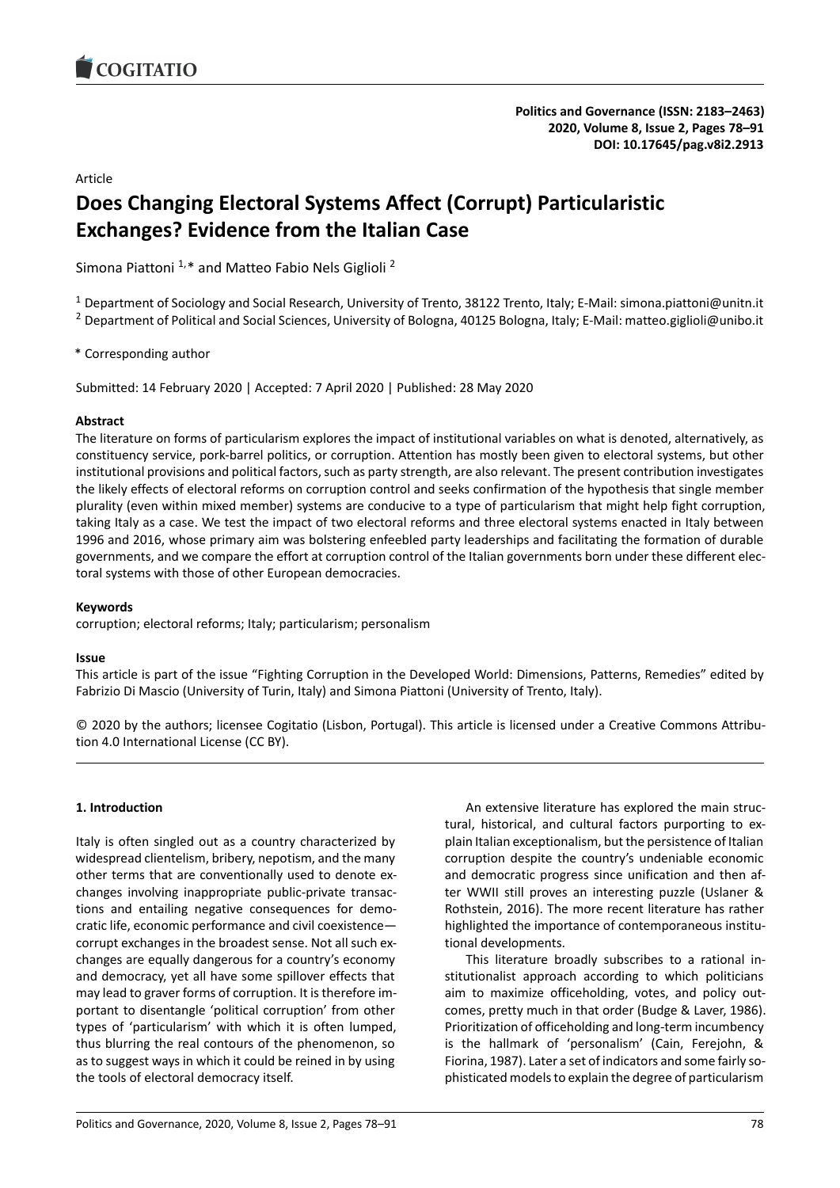Article

# Does Changing Electoral Systems Affect (Corrupt) Particularistic Exchanges? Evidence from the Italian Case

Simona Piattoni [1,*] and Matteo Fabio Nels Giglioli [2]

[1] Department of Sociology and Social Research, University of Trento, 38122 Trento, Italy; E-Mail: simona.piattoni@unitn.it
[2] Department of Political and Social Sciences, University of Bologna, 40125 Bologna, Italy; E-Mail: matteo.giglioli@unibo.it

* Corresponding author

Submitted: 14 February 2020 | Accepted: 7 April 2020 | Published: 28 May 2020

### Abstract

The literature on forms of particularism explores the impact of institutional variables on what is denoted, alternatively, as constituency service, pork-barrel politics, or corruption. Attention has mostly been given to electoral systems, but other institutional provisions and political factors, such as party strength, are also relevant. The present contribution investigates the likely effects of electoral reforms on corruption control and seeks confirmation of the hypothesis that single member plurality (even within mixed member) systems are conducive to a type of particularism that might help fight corruption, taking Italy as a case. We test the impact of two electoral reforms and three electoral systems enacted in Italy between 1996 and 2016, whose primary aim was bolstering enfeebled party leaderships and facilitating the formation of durable governments, and we compare the effort at corruption control of the Italian governments born under these different electoral systems with those of other European democracies.

### Keywords

corruption; electoral reforms; Italy; particularism; personalism

### Issue

This article is part of the issue "Fighting Corruption in the Developed World: Dimensions, Patterns, Remedies" edited by Fabrizio Di Mascio (University of Turin, Italy) and Simona Piattoni (University of Trento, Italy).

© 2020 by the authors; licensee Cogitatio (Lisbon, Portugal). This article is licensed under a Creative Commons Attribution 4.0 International License (CC BY).

## 1. Introduction

Italy is often singled out as a country characterized by widespread clientelism, bribery, nepotism, and the many other terms that are conventionally used to denote exchanges involving inappropriate public-private transactions and entailing negative consequences for democratic life, economic performance and civil coexistence—corrupt exchanges in the broadest sense. Not all such exchanges are equally dangerous for a country's economy and democracy, yet all have some spillover effects that may lead to graver forms of corruption. It is therefore important to disentangle 'political corruption' from other types of 'particularism' with which it is often lumped, thus blurring the real contours of the phenomenon, so as to suggest ways in which it could be reined in by using the tools of electoral democracy itself.

An extensive literature has explored the main structural, historical, and cultural factors purporting to explain Italian exceptionalism, but the persistence of Italian corruption despite the country's undeniable economic and democratic progress since unification and then after WWII still proves an interesting puzzle (Uslaner & Rothstein, 2016). The more recent literature has rather highlighted the importance of contemporaneous institutional developments.

This literature broadly subscribes to a rational institutionalist approach according to which politicians aim to maximize officeholding, votes, and policy outcomes, pretty much in that order (Budge & Laver, 1986). Prioritization of officeholding and long-term incumbency is the hallmark of 'personalism' (Cain, Ferejohn, & Fiorina, 1987). Later a set of indicators and some fairly sophisticated models to explain the degree of particularism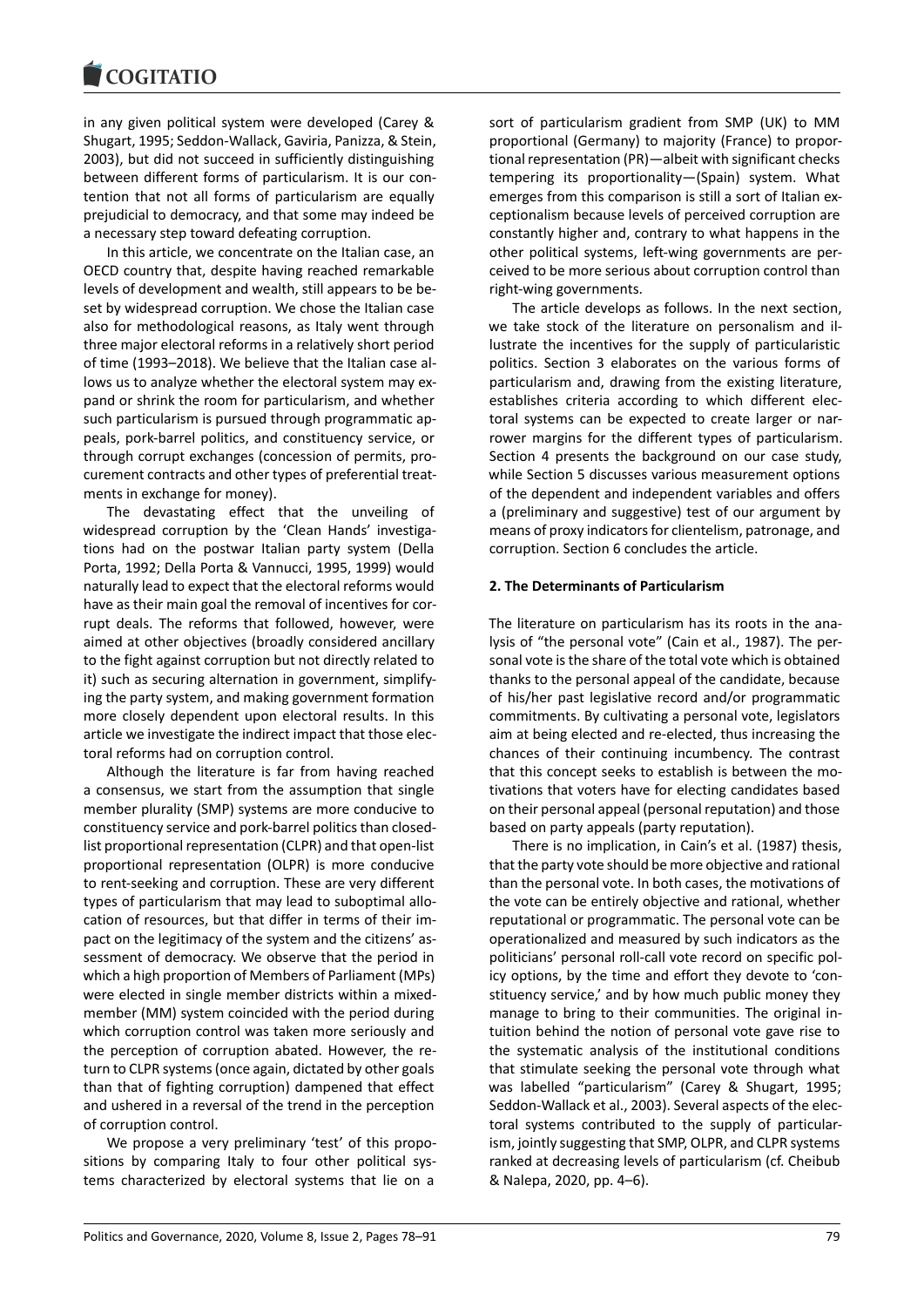in any given political system were developed (Carey & Shugart, 1995; Seddon-Wallack, Gaviria, Panizza, & Stein, 2003), but did not succeed in sufficiently distinguishing between different forms of particularism. It is our contention that not all forms of particularism are equally prejudicial to democracy, and that some may indeed be a necessary step toward defeating corruption.

In this article, we concentrate on the Italian case, an OECD country that, despite having reached remarkable levels of development and wealth, still appears to be beset by widespread corruption. We chose the Italian case also for methodological reasons, as Italy went through three major electoral reforms in a relatively short period of time (1993–2018). We believe that the Italian case allows us to analyze whether the electoral system may expand or shrink the room for particularism, and whether such particularism is pursued through programmatic appeals, pork-barrel politics, and constituency service, or through corrupt exchanges (concession of permits, procurement contracts and other types of preferential treatments in exchange for money).

The devastating effect that the unveiling of widespread corruption by the 'Clean Hands' investigations had on the postwar Italian party system (Della Porta, 1992; Della Porta & Vannucci, 1995, 1999) would naturally lead to expect that the electoral reforms would have as their main goal the removal of incentives for corrupt deals. The reforms that followed, however, were aimed at other objectives (broadly considered ancillary to the fight against corruption but not directly related to it) such as securing alternation in government, simplifying the party system, and making government formation more closely dependent upon electoral results. In this article we investigate the indirect impact that those electoral reforms had on corruption control.

Although the literature is far from having reached a consensus, we start from the assumption that single member plurality (SMP) systems are more conducive to constituency service and pork-barrel politics than closed-list proportional representation (CLPR) and that open-list proportional representation (OLPR) is more conducive to rent-seeking and corruption. These are very different types of particularism that may lead to suboptimal allocation of resources, but that differ in terms of their impact on the legitimacy of the system and the citizens' assessment of democracy. We observe that the period in which a high proportion of Members of Parliament (MPs) were elected in single member districts within a mixed-member (MM) system coincided with the period during which corruption control was taken more seriously and the perception of corruption abated. However, the return to CLPR systems (once again, dictated by other goals than that of fighting corruption) dampened that effect and ushered in a reversal of the trend in the perception of corruption control.

We propose a very preliminary 'test' of this propositions by comparing Italy to four other political systems characterized by electoral systems that lie on a sort of particularism gradient from SMP (UK) to MM proportional (Germany) to majority (France) to proportional representation (PR)—albeit with significant checks tempering its proportionality—(Spain) system. What emerges from this comparison is still a sort of Italian exceptionalism because levels of perceived corruption are constantly higher and, contrary to what happens in the other political systems, left-wing governments are perceived to be more serious about corruption control than right-wing governments.

The article develops as follows. In the next section, we take stock of the literature on personalism and illustrate the incentives for the supply of particularistic politics. Section 3 elaborates on the various forms of particularism and, drawing from the existing literature, establishes criteria according to which different electoral systems can be expected to create larger or narrower margins for the different types of particularism. Section 4 presents the background on our case study, while Section 5 discusses various measurement options of the dependent and independent variables and offers a (preliminary and suggestive) test of our argument by means of proxy indicators for clientelism, patronage, and corruption. Section 6 concludes the article.

## 2. The Determinants of Particularism

The literature on particularism has its roots in the analysis of "the personal vote" (Cain et al., 1987). The personal vote is the share of the total vote which is obtained thanks to the personal appeal of the candidate, because of his/her past legislative record and/or programmatic commitments. By cultivating a personal vote, legislators aim at being elected and re-elected, thus increasing the chances of their continuing incumbency. The contrast that this concept seeks to establish is between the motivations that voters have for electing candidates based on their personal appeal (personal reputation) and those based on party appeals (party reputation).

There is no implication, in Cain's et al. (1987) thesis, that the party vote should be more objective and rational than the personal vote. In both cases, the motivations of the vote can be entirely objective and rational, whether reputational or programmatic. The personal vote can be operationalized and measured by such indicators as the politicians' personal roll-call vote record on specific policy options, by the time and effort they devote to 'constituency service,' and by how much public money they manage to bring to their communities. The original intuition behind the notion of personal vote gave rise to the systematic analysis of the institutional conditions that stimulate seeking the personal vote through what was labelled "particularism" (Carey & Shugart, 1995; Seddon-Wallack et al., 2003). Several aspects of the electoral systems contributed to the supply of particularism, jointly suggesting that SMP, OLPR, and CLPR systems ranked at decreasing levels of particularism (cf. Cheibub & Nalepa, 2020, pp. 4–6).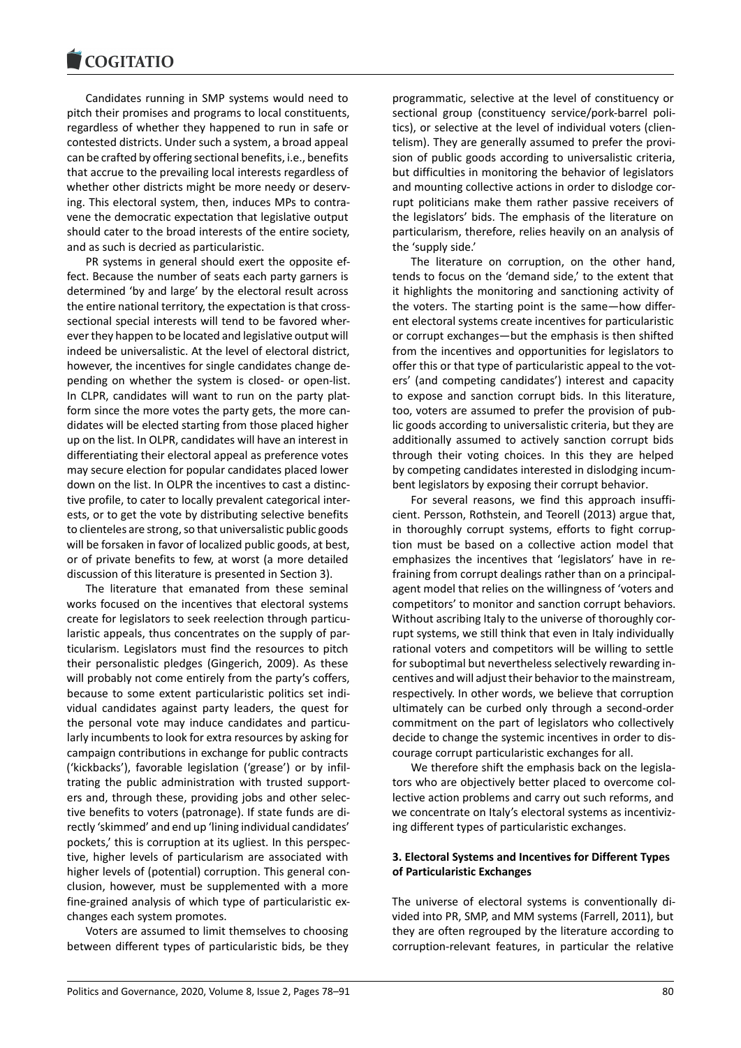Candidates running in SMP systems would need to pitch their promises and programs to local constituents, regardless of whether they happened to run in safe or contested districts. Under such a system, a broad appeal can be crafted by offering sectional benefits, i.e., benefits that accrue to the prevailing local interests regardless of whether other districts might be more needy or deserving. This electoral system, then, induces MPs to contravene the democratic expectation that legislative output should cater to the broad interests of the entire society, and as such is decried as particularistic.

PR systems in general should exert the opposite effect. Because the number of seats each party garners is determined 'by and large' by the electoral result across the entire national territory, the expectation is that cross-sectional special interests will tend to be favored wherever they happen to be located and legislative output will indeed be universalistic. At the level of electoral district, however, the incentives for single candidates change depending on whether the system is closed- or open-list. In CLPR, candidates will want to run on the party platform since the more votes the party gets, the more candidates will be elected starting from those placed higher up on the list. In OLPR, candidates will have an interest in differentiating their electoral appeal as preference votes may secure election for popular candidates placed lower down on the list. In OLPR the incentives to cast a distinctive profile, to cater to locally prevalent categorical interests, or to get the vote by distributing selective benefits to clienteles are strong, so that universalistic public goods will be forsaken in favor of localized public goods, at best, or of private benefits to few, at worst (a more detailed discussion of this literature is presented in Section 3).

The literature that emanated from these seminal works focused on the incentives that electoral systems create for legislators to seek reelection through particularistic appeals, thus concentrates on the supply of particularism. Legislators must find the resources to pitch their personalistic pledges (Gingerich, 2009). As these will probably not come entirely from the party's coffers, because to some extent particularistic politics set individual candidates against party leaders, the quest for the personal vote may induce candidates and particularly incumbents to look for extra resources by asking for campaign contributions in exchange for public contracts ('kickbacks'), favorable legislation ('grease') or by infiltrating the public administration with trusted supporters and, through these, providing jobs and other selective benefits to voters (patronage). If state funds are directly 'skimmed' and end up 'lining individual candidates' pockets,' this is corruption at its ugliest. In this perspective, higher levels of particularism are associated with higher levels of (potential) corruption. This general conclusion, however, must be supplemented with a more fine-grained analysis of which type of particularistic exchanges each system promotes.

Voters are assumed to limit themselves to choosing between different types of particularistic bids, be they programmatic, selective at the level of constituency or sectional group (constituency service/pork-barrel politics), or selective at the level of individual voters (clientelism). They are generally assumed to prefer the provision of public goods according to universalistic criteria, but difficulties in monitoring the behavior of legislators and mounting collective actions in order to dislodge corrupt politicians make them rather passive receivers of the legislators' bids. The emphasis of the literature on particularism, therefore, relies heavily on an analysis of the 'supply side.'

The literature on corruption, on the other hand, tends to focus on the 'demand side,' to the extent that it highlights the monitoring and sanctioning activity of the voters. The starting point is the same—how different electoral systems create incentives for particularistic or corrupt exchanges—but the emphasis is then shifted from the incentives and opportunities for legislators to offer this or that type of particularistic appeal to the voters' (and competing candidates') interest and capacity to expose and sanction corrupt bids. In this literature, too, voters are assumed to prefer the provision of public goods according to universalistic criteria, but they are additionally assumed to actively sanction corrupt bids through their voting choices. In this they are helped by competing candidates interested in dislodging incumbent legislators by exposing their corrupt behavior.

For several reasons, we find this approach insufficient. Persson, Rothstein, and Teorell (2013) argue that, in thoroughly corrupt systems, efforts to fight corruption must be based on a collective action model that emphasizes the incentives that 'legislators' have in refraining from corrupt dealings rather than on a principal-agent model that relies on the willingness of 'voters and competitors' to monitor and sanction corrupt behaviors. Without ascribing Italy to the universe of thoroughly corrupt systems, we still think that even in Italy individually rational voters and competitors will be willing to settle for suboptimal but nevertheless selectively rewarding incentives and will adjust their behavior to the mainstream, respectively. In other words, we believe that corruption ultimately can be curbed only through a second-order commitment on the part of legislators who collectively decide to change the systemic incentives in order to discourage corrupt particularistic exchanges for all.

We therefore shift the emphasis back on the legislators who are objectively better placed to overcome collective action problems and carry out such reforms, and we concentrate on Italy's electoral systems as incentivizing different types of particularistic exchanges.

## 3. Electoral Systems and Incentives for Different Types of Particularistic Exchanges

The universe of electoral systems is conventionally divided into PR, SMP, and MM systems (Farrell, 2011), but they are often regrouped by the literature according to corruption-relevant features, in particular the relative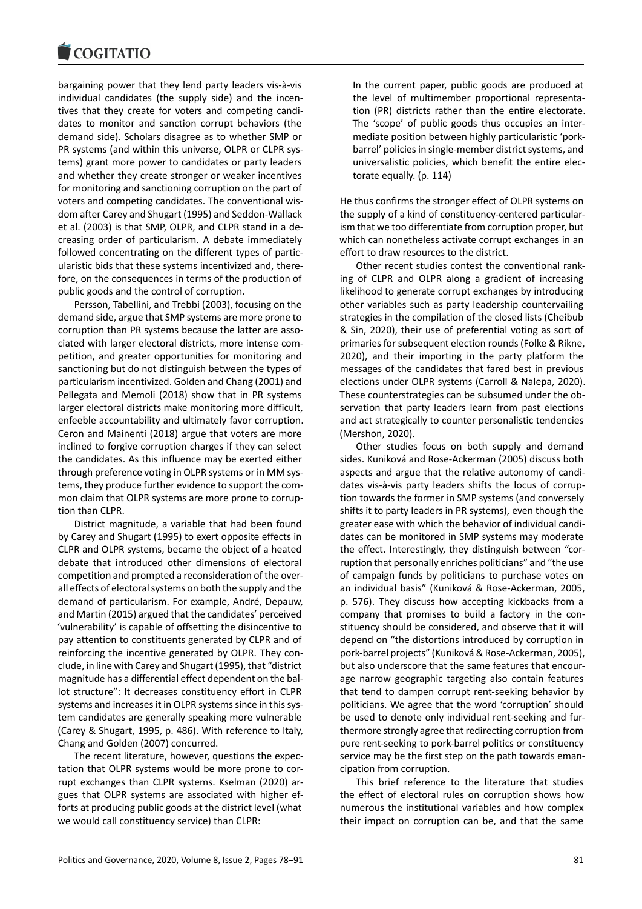bargaining power that they lend party leaders vis-à-vis individual candidates (the supply side) and the incentives that they create for voters and competing candidates to monitor and sanction corrupt behaviors (the demand side). Scholars disagree as to whether SMP or PR systems (and within this universe, OLPR or CLPR systems) grant more power to candidates or party leaders and whether they create stronger or weaker incentives for monitoring and sanctioning corruption on the part of voters and competing candidates. The conventional wisdom after Carey and Shugart (1995) and Seddon-Wallack et al. (2003) is that SMP, OLPR, and CLPR stand in a decreasing order of particularism. A debate immediately followed concentrating on the different types of particularistic bids that these systems incentivized and, therefore, on the consequences in terms of the production of public goods and the control of corruption.

Persson, Tabellini, and Trebbi (2003), focusing on the demand side, argue that SMP systems are more prone to corruption than PR systems because the latter are associated with larger electoral districts, more intense competition, and greater opportunities for monitoring and sanctioning but do not distinguish between the types of particularism incentivized. Golden and Chang (2001) and Pellegata and Memoli (2018) show that in PR systems larger electoral districts make monitoring more difficult, enfeeble accountability and ultimately favor corruption. Ceron and Mainenti (2018) argue that voters are more inclined to forgive corruption charges if they can select the candidates. As this influence may be exerted either through preference voting in OLPR systems or in MM systems, they produce further evidence to support the common claim that OLPR systems are more prone to corruption than CLPR.

District magnitude, a variable that had been found by Carey and Shugart (1995) to exert opposite effects in CLPR and OLPR systems, became the object of a heated debate that introduced other dimensions of electoral competition and prompted a reconsideration of the overall effects of electoral systems on both the supply and the demand of particularism. For example, André, Depauw, and Martin (2015) argued that the candidates' perceived 'vulnerability' is capable of offsetting the disincentive to pay attention to constituents generated by CLPR and of reinforcing the incentive generated by OLPR. They conclude, in line with Carey and Shugart (1995), that "district magnitude has a differential effect dependent on the ballot structure": It decreases constituency effort in CLPR systems and increases it in OLPR systems since in this system candidates are generally speaking more vulnerable (Carey & Shugart, 1995, p. 486). With reference to Italy, Chang and Golden (2007) concurred.

The recent literature, however, questions the expectation that OLPR systems would be more prone to corrupt exchanges than CLPR systems. Kselman (2020) argues that OLPR systems are associated with higher efforts at producing public goods at the district level (what we would call constituency service) than CLPR:

> In the current paper, public goods are produced at the level of multimember proportional representation (PR) districts rather than the entire electorate. The 'scope' of public goods thus occupies an intermediate position between highly particularistic 'pork-barrel' policies in single-member district systems, and universalistic policies, which benefit the entire electorate equally. (p. 114)

He thus confirms the stronger effect of OLPR systems on the supply of a kind of constituency-centered particularism that we too differentiate from corruption proper, but which can nonetheless activate corrupt exchanges in an effort to draw resources to the district.

Other recent studies contest the conventional ranking of CLPR and OLPR along a gradient of increasing likelihood to generate corrupt exchanges by introducing other variables such as party leadership countervailing strategies in the compilation of the closed lists (Cheibub & Sin, 2020), their use of preferential voting as sort of primaries for subsequent election rounds (Folke & Rikne, 2020), and their importing in the party platform the messages of the candidates that fared best in previous elections under OLPR systems (Carroll & Nalepa, 2020). These counterstrategies can be subsumed under the observation that party leaders learn from past elections and act strategically to counter personalistic tendencies (Mershon, 2020).

Other studies focus on both supply and demand sides. Kuniková and Rose-Ackerman (2005) discuss both aspects and argue that the relative autonomy of candidates vis-à-vis party leaders shifts the locus of corruption towards the former in SMP systems (and conversely shifts it to party leaders in PR systems), even though the greater ease with which the behavior of individual candidates can be monitored in SMP systems may moderate the effect. Interestingly, they distinguish between "corruption that personally enriches politicians" and "the use of campaign funds by politicians to purchase votes on an individual basis" (Kuniková & Rose-Ackerman, 2005, p. 576). They discuss how accepting kickbacks from a company that promises to build a factory in the constituency should be considered, and observe that it will depend on "the distortions introduced by corruption in pork-barrel projects" (Kuniková & Rose-Ackerman, 2005), but also underscore that the same features that encourage narrow geographic targeting also contain features that tend to dampen corrupt rent-seeking behavior by politicians. We agree that the word 'corruption' should be used to denote only individual rent-seeking and furthermore strongly agree that redirecting corruption from pure rent-seeking to pork-barrel politics or constituency service may be the first step on the path towards emancipation from corruption.

This brief reference to the literature that studies the effect of electoral rules on corruption shows how numerous the institutional variables and how complex their impact on corruption can be, and that the same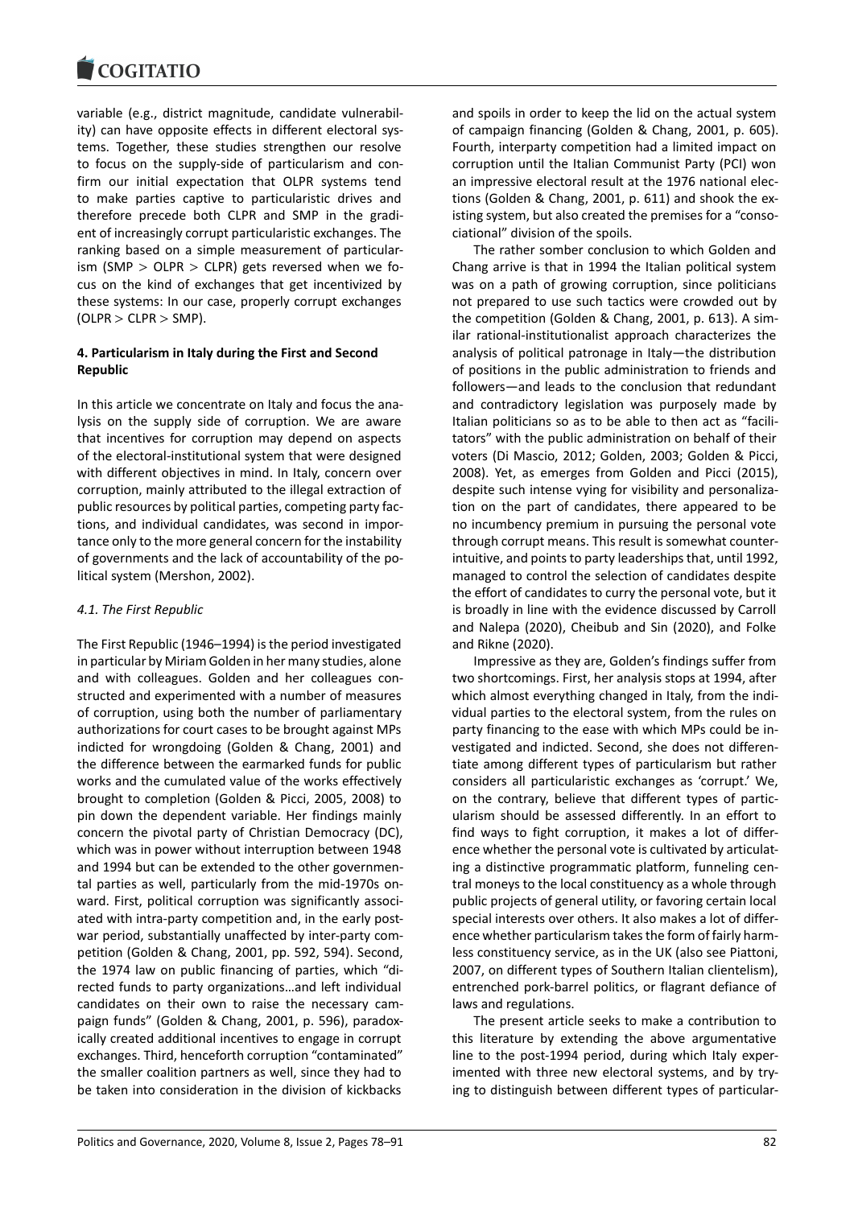variable (e.g., district magnitude, candidate vulnerability) can have opposite effects in different electoral systems. Together, these studies strengthen our resolve to focus on the supply-side of particularism and confirm our initial expectation that OLPR systems tend to make parties captive to particularistic drives and therefore precede both CLPR and SMP in the gradient of increasingly corrupt particularistic exchanges. The ranking based on a simple measurement of particularism (SMP > OLPR > CLPR) gets reversed when we focus on the kind of exchanges that get incentivized by these systems: In our case, properly corrupt exchanges (OLPR > CLPR > SMP).

## 4. Particularism in Italy during the First and Second Republic

In this article we concentrate on Italy and focus the analysis on the supply side of corruption. We are aware that incentives for corruption may depend on aspects of the electoral-institutional system that were designed with different objectives in mind. In Italy, concern over corruption, mainly attributed to the illegal extraction of public resources by political parties, competing party factions, and individual candidates, was second in importance only to the more general concern for the instability of governments and the lack of accountability of the political system (Mershon, 2002).

### 4.1. The First Republic

The First Republic (1946–1994) is the period investigated in particular by Miriam Golden in her many studies, alone and with colleagues. Golden and her colleagues constructed and experimented with a number of measures of corruption, using both the number of parliamentary authorizations for court cases to be brought against MPs indicted for wrongdoing (Golden & Chang, 2001) and the difference between the earmarked funds for public works and the cumulated value of the works effectively brought to completion (Golden & Picci, 2005, 2008) to pin down the dependent variable. Her findings mainly concern the pivotal party of Christian Democracy (DC), which was in power without interruption between 1948 and 1994 but can be extended to the other governmental parties as well, particularly from the mid-1970s onward. First, political corruption was significantly associated with intra-party competition and, in the early postwar period, substantially unaffected by inter-party competition (Golden & Chang, 2001, pp. 592, 594). Second, the 1974 law on public financing of parties, which "directed funds to party organizations…and left individual candidates on their own to raise the necessary campaign funds" (Golden & Chang, 2001, p. 596), paradoxically created additional incentives to engage in corrupt exchanges. Third, henceforth corruption "contaminated" the smaller coalition partners as well, since they had to be taken into consideration in the division of kickbacks and spoils in order to keep the lid on the actual system of campaign financing (Golden & Chang, 2001, p. 605). Fourth, interparty competition had a limited impact on corruption until the Italian Communist Party (PCI) won an impressive electoral result at the 1976 national elections (Golden & Chang, 2001, p. 611) and shook the existing system, but also created the premises for a "consociational" division of the spoils.

The rather somber conclusion to which Golden and Chang arrive is that in 1994 the Italian political system was on a path of growing corruption, since politicians not prepared to use such tactics were crowded out by the competition (Golden & Chang, 2001, p. 613). A similar rational-institutionalist approach characterizes the analysis of political patronage in Italy—the distribution of positions in the public administration to friends and followers—and leads to the conclusion that redundant and contradictory legislation was purposely made by Italian politicians so as to be able to then act as "facilitators" with the public administration on behalf of their voters (Di Mascio, 2012; Golden, 2003; Golden & Picci, 2008). Yet, as emerges from Golden and Picci (2015), despite such intense vying for visibility and personalization on the part of candidates, there appeared to be no incumbency premium in pursuing the personal vote through corrupt means. This result is somewhat counterintuitive, and points to party leaderships that, until 1992, managed to control the selection of candidates despite the effort of candidates to curry the personal vote, but it is broadly in line with the evidence discussed by Carroll and Nalepa (2020), Cheibub and Sin (2020), and Folke and Rikne (2020).

Impressive as they are, Golden's findings suffer from two shortcomings. First, her analysis stops at 1994, after which almost everything changed in Italy, from the individual parties to the electoral system, from the rules on party financing to the ease with which MPs could be investigated and indicted. Second, she does not differentiate among different types of particularism but rather considers all particularistic exchanges as 'corrupt.' We, on the contrary, believe that different types of particularism should be assessed differently. In an effort to find ways to fight corruption, it makes a lot of difference whether the personal vote is cultivated by articulating a distinctive programmatic platform, funneling central moneys to the local constituency as a whole through public projects of general utility, or favoring certain local special interests over others. It also makes a lot of difference whether particularism takes the form of fairly harmless constituency service, as in the UK (also see Piattoni, 2007, on different types of Southern Italian clientelism), entrenched pork-barrel politics, or flagrant defiance of laws and regulations.

The present article seeks to make a contribution to this literature by extending the above argumentative line to the post-1994 period, during which Italy experimented with three new electoral systems, and by trying to distinguish between different types of particular-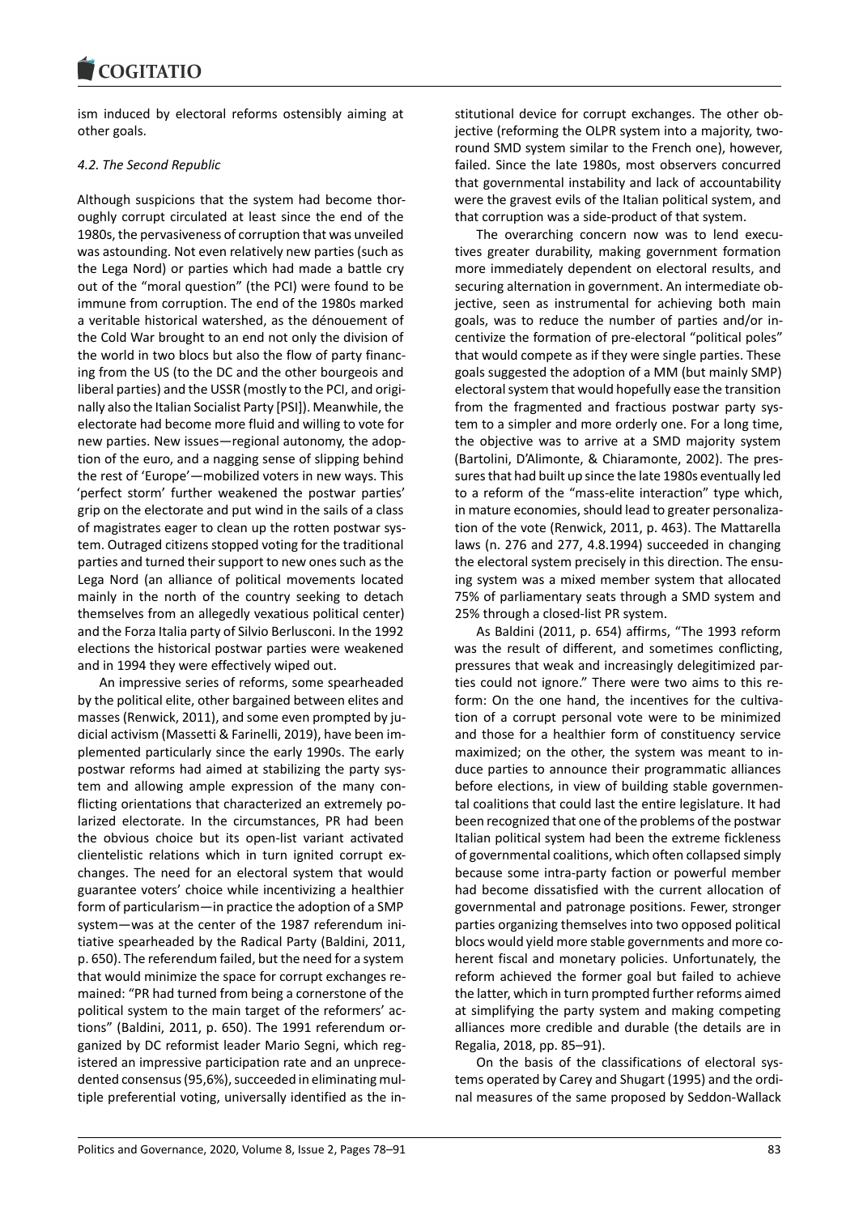ism induced by electoral reforms ostensibly aiming at other goals.

### *4.2. The Second Republic*

Although suspicions that the system had become thoroughly corrupt circulated at least since the end of the 1980s, the pervasiveness of corruption that was unveiled was astounding. Not even relatively new parties (such as the Lega Nord) or parties which had made a battle cry out of the "moral question" (the PCI) were found to be immune from corruption. The end of the 1980s marked a veritable historical watershed, as the dénouement of the Cold War brought to an end not only the division of the world in two blocs but also the flow of party financing from the US (to the DC and the other bourgeois and liberal parties) and the USSR (mostly to the PCI, and originally also the Italian Socialist Party [PSI]). Meanwhile, the electorate had become more fluid and willing to vote for new parties. New issues—regional autonomy, the adoption of the euro, and a nagging sense of slipping behind the rest of 'Europe'—mobilized voters in new ways. This 'perfect storm' further weakened the postwar parties' grip on the electorate and put wind in the sails of a class of magistrates eager to clean up the rotten postwar system. Outraged citizens stopped voting for the traditional parties and turned their support to new ones such as the Lega Nord (an alliance of political movements located mainly in the north of the country seeking to detach themselves from an allegedly vexatious political center) and the Forza Italia party of Silvio Berlusconi. In the 1992 elections the historical postwar parties were weakened and in 1994 they were effectively wiped out.

An impressive series of reforms, some spearheaded by the political elite, other bargained between elites and masses (Renwick, 2011), and some even prompted by judicial activism (Massetti & Farinelli, 2019), have been implemented particularly since the early 1990s. The early postwar reforms had aimed at stabilizing the party system and allowing ample expression of the many conflicting orientations that characterized an extremely polarized electorate. In the circumstances, PR had been the obvious choice but its open-list variant activated clientelistic relations which in turn ignited corrupt exchanges. The need for an electoral system that would guarantee voters' choice while incentivizing a healthier form of particularism—in practice the adoption of a SMP system—was at the center of the 1987 referendum initiative spearheaded by the Radical Party (Baldini, 2011, p. 650). The referendum failed, but the need for a system that would minimize the space for corrupt exchanges remained: "PR had turned from being a cornerstone of the political system to the main target of the reformers' actions" (Baldini, 2011, p. 650). The 1991 referendum organized by DC reformist leader Mario Segni, which registered an impressive participation rate and an unprecedented consensus (95,6%), succeeded in eliminating multiple preferential voting, universally identified as the institutional device for corrupt exchanges. The other objective (reforming the OLPR system into a majority, two-round SMD system similar to the French one), however, failed. Since the late 1980s, most observers concurred that governmental instability and lack of accountability were the gravest evils of the Italian political system, and that corruption was a side-product of that system.

The overarching concern now was to lend executives greater durability, making government formation more immediately dependent on electoral results, and securing alternation in government. An intermediate objective, seen as instrumental for achieving both main goals, was to reduce the number of parties and/or incentivize the formation of pre-electoral "political poles" that would compete as if they were single parties. These goals suggested the adoption of a MM (but mainly SMP) electoral system that would hopefully ease the transition from the fragmented and fractious postwar party system to a simpler and more orderly one. For a long time, the objective was to arrive at a SMD majority system (Bartolini, D'Alimonte, & Chiaramonte, 2002). The pressures that had built up since the late 1980s eventually led to a reform of the "mass-elite interaction" type which, in mature economies, should lead to greater personalization of the vote (Renwick, 2011, p. 463). The Mattarella laws (n. 276 and 277, 4.8.1994) succeeded in changing the electoral system precisely in this direction. The ensuing system was a mixed member system that allocated 75% of parliamentary seats through a SMD system and 25% through a closed-list PR system.

As Baldini (2011, p. 654) affirms, "The 1993 reform was the result of different, and sometimes conflicting, pressures that weak and increasingly delegitimized parties could not ignore." There were two aims to this reform: On the one hand, the incentives for the cultivation of a corrupt personal vote were to be minimized and those for a healthier form of constituency service maximized; on the other, the system was meant to induce parties to announce their programmatic alliances before elections, in view of building stable governmental coalitions that could last the entire legislature. It had been recognized that one of the problems of the postwar Italian political system had been the extreme fickleness of governmental coalitions, which often collapsed simply because some intra-party faction or powerful member had become dissatisfied with the current allocation of governmental and patronage positions. Fewer, stronger parties organizing themselves into two opposed political blocs would yield more stable governments and more coherent fiscal and monetary policies. Unfortunately, the reform achieved the former goal but failed to achieve the latter, which in turn prompted further reforms aimed at simplifying the party system and making competing alliances more credible and durable (the details are in Regalia, 2018, pp. 85–91).

On the basis of the classifications of electoral systems operated by Carey and Shugart (1995) and the ordinal measures of the same proposed by Seddon-Wallack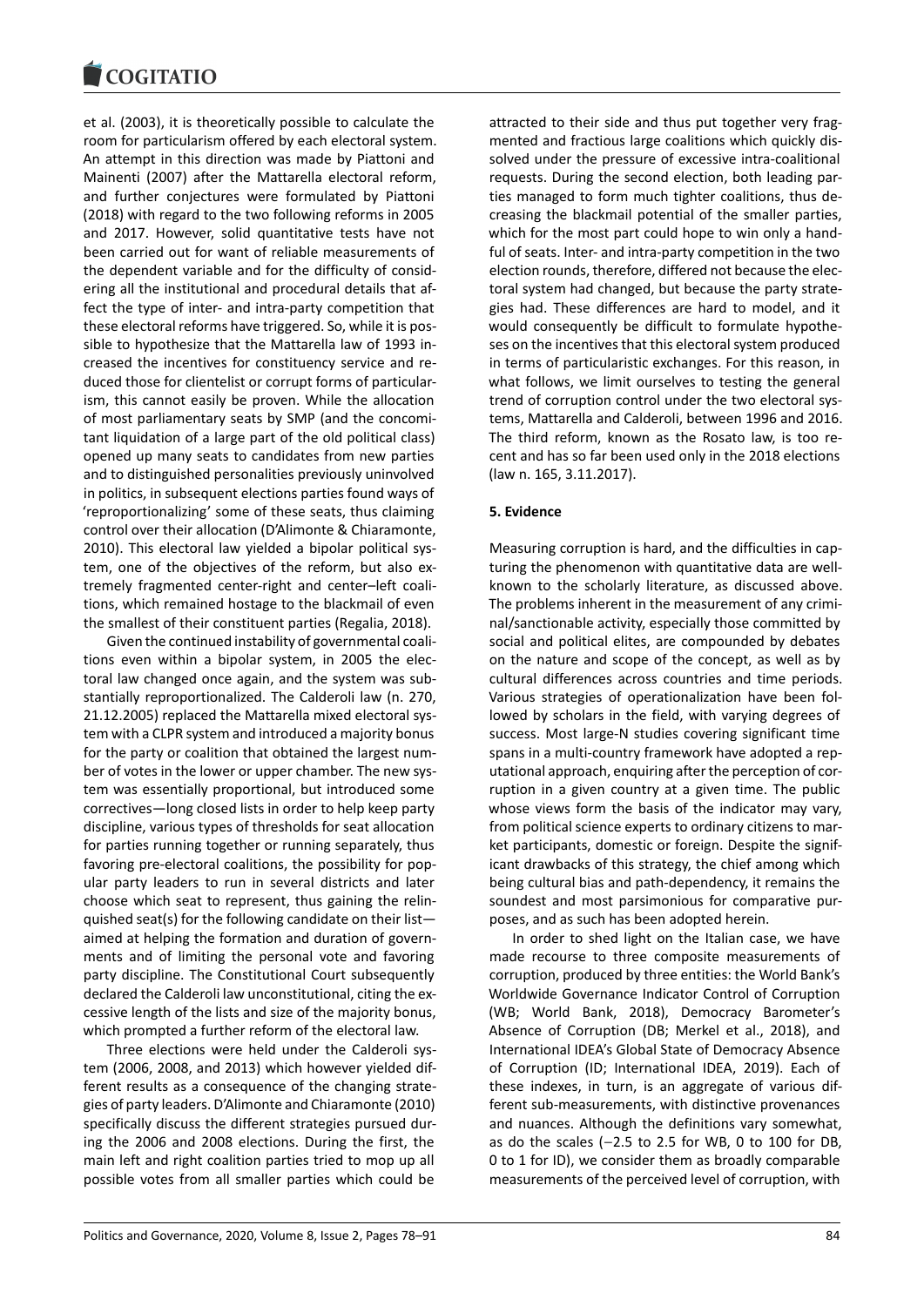et al. (2003), it is theoretically possible to calculate the room for particularism offered by each electoral system. An attempt in this direction was made by Piattoni and Mainenti (2007) after the Mattarella electoral reform, and further conjectures were formulated by Piattoni (2018) with regard to the two following reforms in 2005 and 2017. However, solid quantitative tests have not been carried out for want of reliable measurements of the dependent variable and for the difficulty of considering all the institutional and procedural details that affect the type of inter- and intra-party competition that these electoral reforms have triggered. So, while it is possible to hypothesize that the Mattarella law of 1993 increased the incentives for constituency service and reduced those for clientelist or corrupt forms of particularism, this cannot easily be proven. While the allocation of most parliamentary seats by SMP (and the concomitant liquidation of a large part of the old political class) opened up many seats to candidates from new parties and to distinguished personalities previously uninvolved in politics, in subsequent elections parties found ways of 'reproportionalizing' some of these seats, thus claiming control over their allocation (D'Alimonte & Chiaramonte, 2010). This electoral law yielded a bipolar political system, one of the objectives of the reform, but also extremely fragmented center-right and center–left coalitions, which remained hostage to the blackmail of even the smallest of their constituent parties (Regalia, 2018).

Given the continued instability of governmental coalitions even within a bipolar system, in 2005 the electoral law changed once again, and the system was substantially reproportionalized. The Calderoli law (n. 270, 21.12.2005) replaced the Mattarella mixed electoral system with a CLPR system and introduced a majority bonus for the party or coalition that obtained the largest number of votes in the lower or upper chamber. The new system was essentially proportional, but introduced some correctives—long closed lists in order to help keep party discipline, various types of thresholds for seat allocation for parties running together or running separately, thus favoring pre-electoral coalitions, the possibility for popular party leaders to run in several districts and later choose which seat to represent, thus gaining the relinquished seat(s) for the following candidate on their list—aimed at helping the formation and duration of governments and of limiting the personal vote and favoring party discipline. The Constitutional Court subsequently declared the Calderoli law unconstitutional, citing the excessive length of the lists and size of the majority bonus, which prompted a further reform of the electoral law.

Three elections were held under the Calderoli system (2006, 2008, and 2013) which however yielded different results as a consequence of the changing strategies of party leaders. D'Alimonte and Chiaramonte (2010) specifically discuss the different strategies pursued during the 2006 and 2008 elections. During the first, the main left and right coalition parties tried to mop up all possible votes from all smaller parties which could be attracted to their side and thus put together very fragmented and fractious large coalitions which quickly dissolved under the pressure of excessive intra-coalitional requests. During the second election, both leading parties managed to form much tighter coalitions, thus decreasing the blackmail potential of the smaller parties, which for the most part could hope to win only a handful of seats. Inter- and intra-party competition in the two election rounds, therefore, differed not because the electoral system had changed, but because the party strategies had. These differences are hard to model, and it would consequently be difficult to formulate hypotheses on the incentives that this electoral system produced in terms of particularistic exchanges. For this reason, in what follows, we limit ourselves to testing the general trend of corruption control under the two electoral systems, Mattarella and Calderoli, between 1996 and 2016. The third reform, known as the Rosato law, is too recent and has so far been used only in the 2018 elections (law n. 165, 3.11.2017).

## 5. Evidence

Measuring corruption is hard, and the difficulties in capturing the phenomenon with quantitative data are well-known to the scholarly literature, as discussed above. The problems inherent in the measurement of any criminal/sanctionable activity, especially those committed by social and political elites, are compounded by debates on the nature and scope of the concept, as well as by cultural differences across countries and time periods. Various strategies of operationalization have been followed by scholars in the field, with varying degrees of success. Most large-N studies covering significant time spans in a multi-country framework have adopted a reputational approach, enquiring after the perception of corruption in a given country at a given time. The public whose views form the basis of the indicator may vary, from political science experts to ordinary citizens to market participants, domestic or foreign. Despite the significant drawbacks of this strategy, the chief among which being cultural bias and path-dependency, it remains the soundest and most parsimonious for comparative purposes, and as such has been adopted herein.

In order to shed light on the Italian case, we have made recourse to three composite measures of corruption, produced by three entities: the World Bank's Worldwide Governance Indicator Control of Corruption (WB; World Bank, 2018), Democracy Barometer's Absence of Corruption (DB; Merkel et al., 2018), and International IDEA's Global State of Democracy Absence of Corruption (ID; International IDEA, 2019). Each of these indexes, in turn, is an aggregate of various different sub-measurements, with distinctive provenances and nuances. Although the definitions vary somewhat, as do the scales (−2.5 to 2.5 for WB, 0 to 100 for DB, 0 to 1 for ID), we consider them as broadly comparable measurements of the perceived level of corruption, with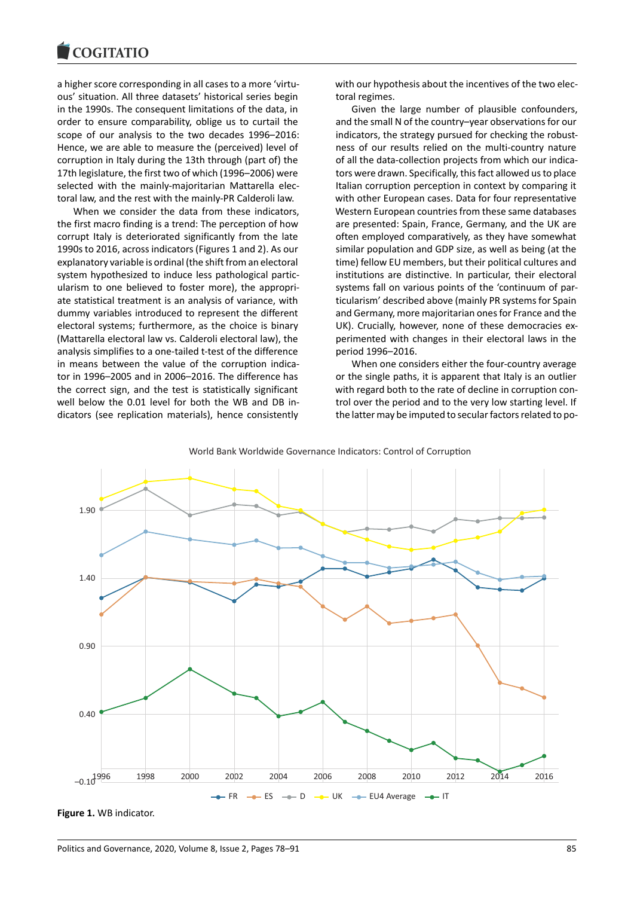a higher score corresponding in all cases to a more 'virtuous' situation. All three datasets' historical series begin in the 1990s. The consequent limitations of the data, in order to ensure comparability, oblige us to curtail the scope of our analysis to the two decades 1996–2016: Hence, we are able to measure the (perceived) level of corruption in Italy during the 13th through (part of) the 17th legislature, the first two of which (1996–2006) were selected with the mainly-majoritarian Mattarella electoral law, and the rest with the mainly-PR Calderoli law.

When we consider the data from these indicators, the first macro finding is a trend: The perception of how corrupt Italy is deteriorated significantly from the late 1990s to 2016, across indicators (Figures 1 and 2). As our explanatory variable is ordinal (the shift from an electoral system hypothesized to induce less pathological particularism to one believed to foster more), the appropriate statistical treatment is an analysis of variance, with dummy variables introduced to represent the different electoral systems; furthermore, as the choice is binary (Mattarella electoral law vs. Calderoli electoral law), the analysis simplifies to a one-tailed t-test of the difference in means between the value of the corruption indicator in 1996–2005 and in 2006–2016. The difference has the correct sign, and the test is statistically significant well below the 0.01 level for both the WB and DB indicators (see replication materials), hence consistently with our hypothesis about the incentives of the two electoral regimes.

Given the large number of plausible confounders, and the small N of the country–year observations for our indicators, the strategy pursued for checking the robustness of our results relied on the multi-country nature of all the data-collection projects from which our indicators were drawn. Specifically, this fact allowed us to place Italian corruption perception in context by comparing it with other European cases. Data for four representative Western European countries from these same databases are presented: Spain, France, Germany, and the UK are often employed comparatively, as they have somewhat similar population and GDP size, as well as being (at the time) fellow EU members, but their political cultures and institutions are distinctive. In particular, their electoral systems fall on various points of the 'continuum of particularism' described above (mainly PR systems for Spain and Germany, more majoritarian ones for France and the UK). Crucially, however, none of these democracies experimented with changes in their electoral laws in the period 1996–2016.

When one considers either the four-country average or the single paths, it is apparent that Italy is an outlier with regard both to the rate of decline in corruption control over the period and to the very low starting level. If the latter may be imputed to secular factors related to po-

**Figure 1.** WB indicator.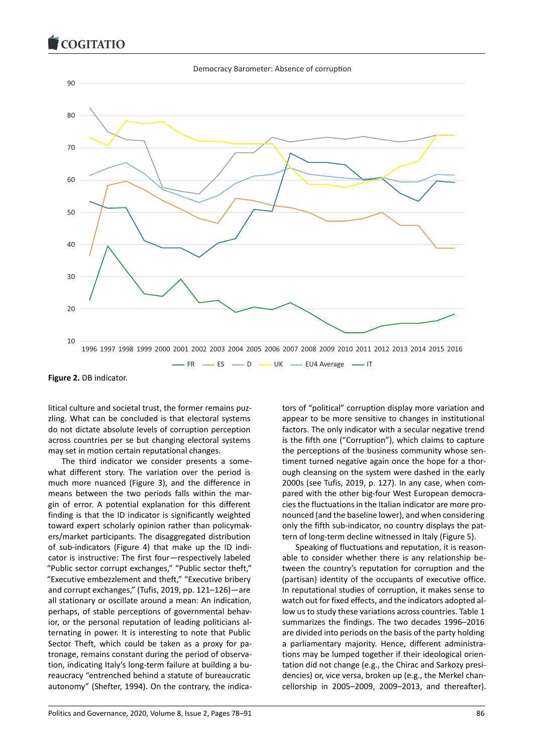**Figure 2.** DB indicator.

litical culture and societal trust, the former remains puzzling. What can be concluded is that electoral systems do not dictate absolute levels of corruption perception across countries per se but changing electoral systems may set in motion certain reputational changes.

The third indicator we consider presents a somewhat different story. The variation over the period is much more nuanced (Figure 3), and the difference in means between the two periods falls within the margin of error. A potential explanation for this different finding is that the ID indicator is significantly weighted toward expert scholarly opinion rather than policymakers/market participants. The disaggregated distribution of sub-indicators (Figure 4) that make up the ID indicator is instructive: The first four—respectively labeled "Public sector corrupt exchanges," "Public sector theft," "Executive embezzlement and theft," "Executive bribery and corrupt exchanges," (Tufis, 2019, pp. 121–126)—are all stationary or oscillate around a mean: An indication, perhaps, of stable perceptions of governmental behavior, or of the personal reputation of leading politicians alternating in power. It is interesting to note that Public Sector Theft, which could be taken as a proxy for patronage, remains constant during the period of observation, indicating Italy's long-term failure at building a bureaucracy "entrenched behind a statute of bureaucratic autonomy" (Shefter, 1994). On the contrary, the indicators of "political" corruption display more variation and appear to be more sensitive to changes in institutional factors. The only indicator with a secular negative trend is the fifth one ("Corruption"), which claims to capture the perceptions of the business community whose sentiment turned negative again once the hope for a thorough cleansing on the system were dashed in the early 2000s (see Tufis, 2019, p. 127). In any case, when compared with the other big-four West European democracies the fluctuations in the Italian indicator are more pronounced (and the baseline lower), and when considering only the fifth sub-indicator, no country displays the pattern of long-term decline witnessed in Italy (Figure 5).

Speaking of fluctuations and reputation, it is reasonable to consider whether there is any relationship between the country's reputation for corruption and the (partisan) identity of the occupants of executive office. In reputational studies of corruption, it makes sense to watch out for fixed effects, and the indicators adopted allow us to study these variations across countries. Table 1 summarizes the findings. The two decades 1996–2016 are divided into periods on the basis of the party holding a parliamentary majority. Hence, different administrations may be lumped together if their ideological orientation did not change (e.g., the Chirac and Sarkozy presidencies) or, vice versa, broken up (e.g., the Merkel chancellorship in 2005–2009, 2009–2013, and thereafter).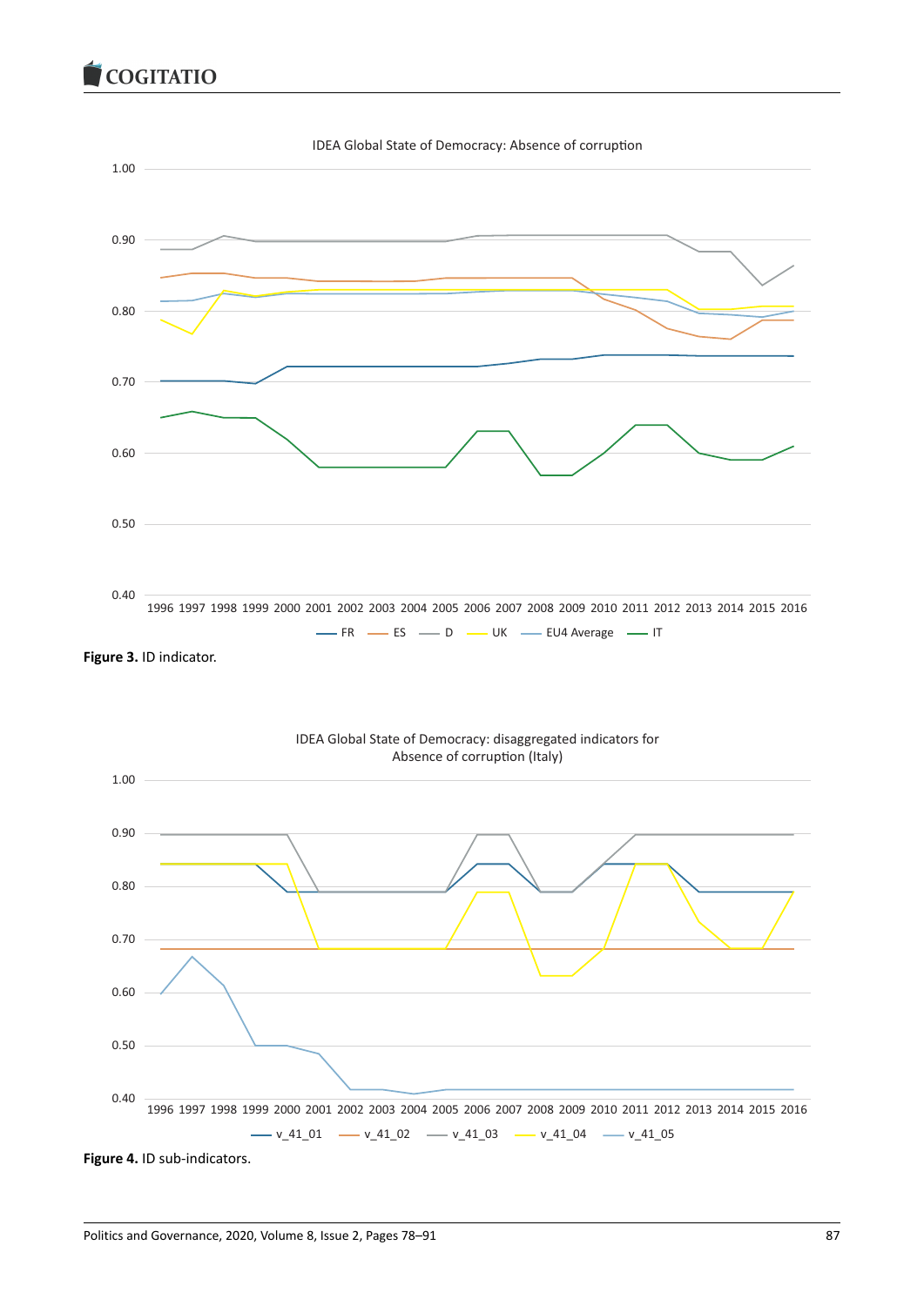Figure 3. ID indicator.

Figure 4. ID sub-indicators.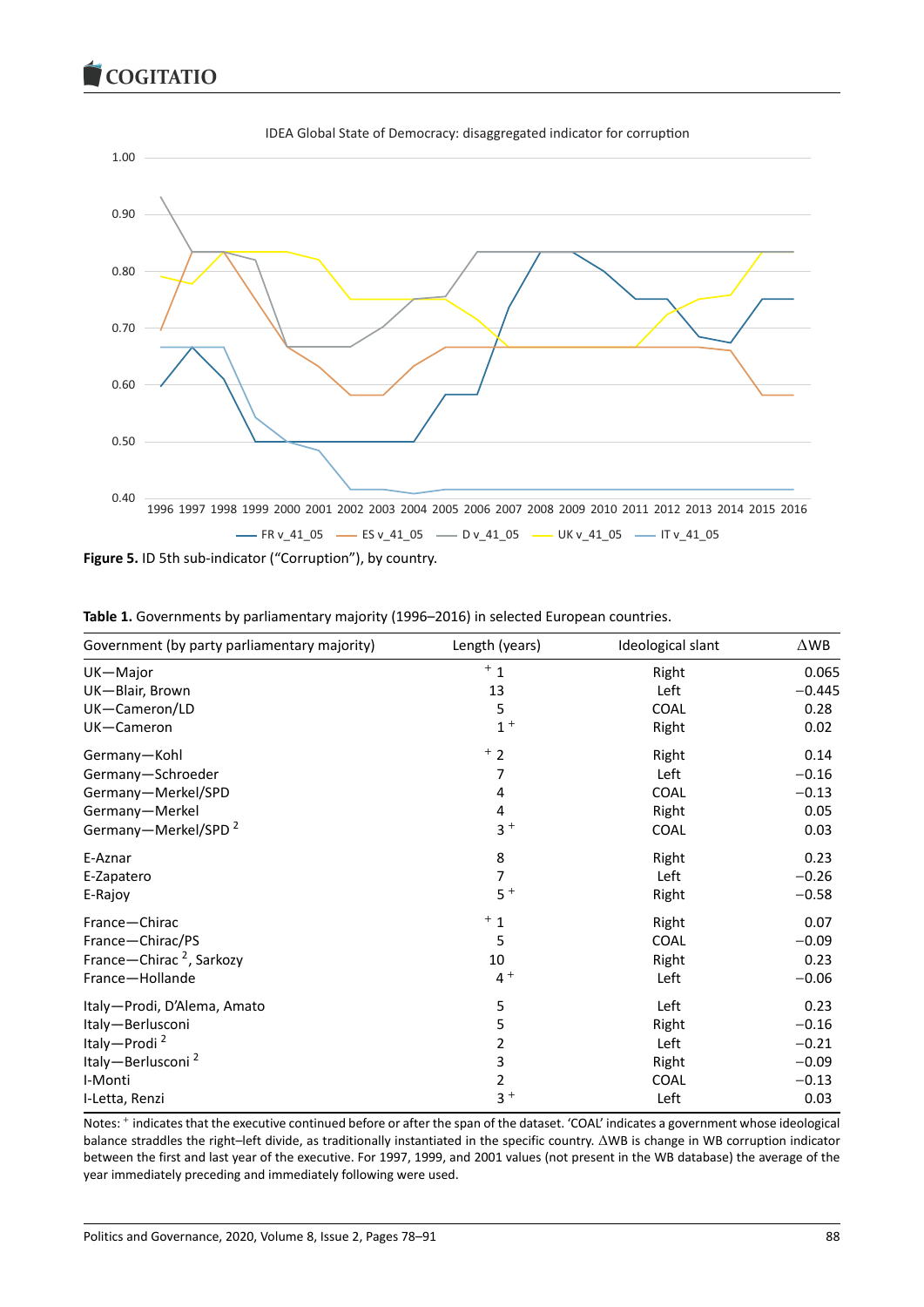**Figure 5.** ID 5th sub-indicator ("Corruption"), by country.

**Table 1.** Governments by parliamentary majority (1996–2016) in selected European countries.

| Government (by party parliamentary majority) | Length (years) | Ideological slant | ∆WB |
|---|---|---|---|
| UK—Major | + 1 | Right | 0.065 |
| UK—Blair, Brown | 13 | Left | −0.445 |
| UK—Cameron/LD | 5 | COAL | 0.28 |
| UK—Cameron | 1 + | Right | 0.02 |
| Germany—Kohl | + 2 | Right | 0.14 |
| Germany—Schroeder | 7 | Left | −0.16 |
| Germany—Merkel/SPD | 4 | COAL | −0.13 |
| Germany—Merkel | 4 | Right | 0.05 |
| Germany—Merkel/SPD [2] | 3 + | COAL | 0.03 |
| E-Aznar | 8 | Right | 0.23 |
| E-Zapatero | 7 | Left | −0.26 |
| E-Rajoy | 5 + | Right | −0.58 |
| France—Chirac | + 1 | Right | 0.07 |
| France—Chirac/PS | 5 | COAL | −0.09 |
| France—Chirac [2], Sarkozy | 10 | Right | 0.23 |
| France—Hollande | 4 + | Left | −0.06 |
| Italy—Prodi, D'Alema, Amato | 5 | Left | 0.23 |
| Italy—Berlusconi | 5 | Right | −0.16 |
| Italy—Prodi [2] | 2 | Left | −0.21 |
| Italy—Berlusconi [2] | 3 | Right | −0.09 |
| I-Monti | 2 | COAL | −0.13 |
| I-Letta, Renzi | 3 + | Left | 0.03 |

Notes: + indicates that the executive continued before or after the span of the dataset. 'COAL' indicates a government whose ideological balance straddles the right–left divide, as traditionally instantiated in the specific country. ∆WB is change in WB corruption indicator between the first and last year of the executive. For 1997, 1999, and 2001 values (not present in the WB database) the average of the year immediately preceding and immediately following were used.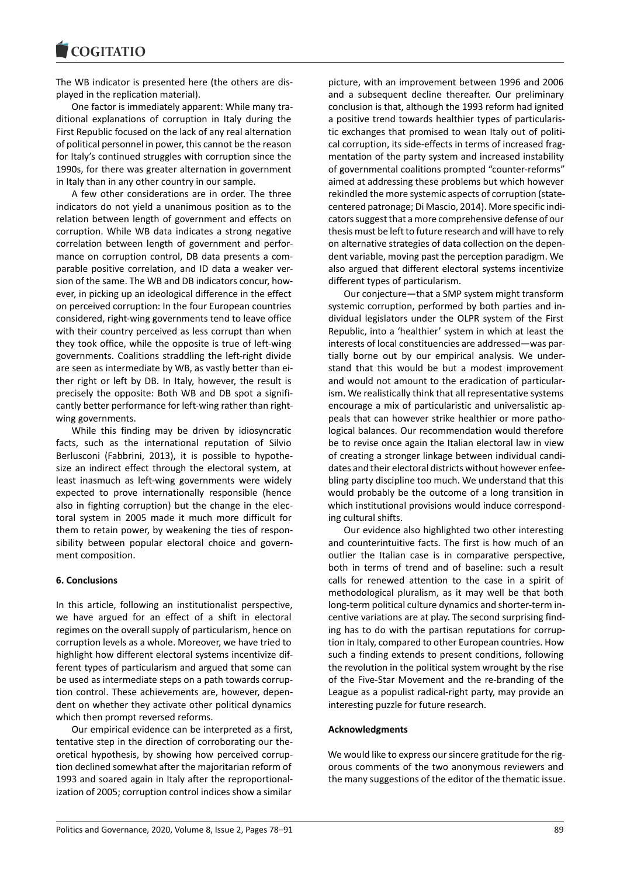The WB indicator is presented here (the others are displayed in the replication material).

One factor is immediately apparent: While many traditional explanations of corruption in Italy during the First Republic focused on the lack of any real alternation of political personnel in power, this cannot be the reason for Italy's continued struggles with corruption since the 1990s, for there was greater alternation in government in Italy than in any other country in our sample.

A few other considerations are in order. The three indicators do not yield a unanimous position as to the relation between length of government and effects on corruption. While WB data indicates a strong negative correlation between length of government and performance on corruption control, DB data presents a comparable positive correlation, and ID data a weaker version of the same. The WB and DB indicators concur, however, in picking up an ideological difference in the effect on perceived corruption: In the four European countries considered, right-wing governments tend to leave office with their country perceived as less corrupt than when they took office, while the opposite is true of left-wing governments. Coalitions straddling the left-right divide are seen as intermediate by WB, as vastly better than either right or left by DB. In Italy, however, the result is precisely the opposite: Both WB and DB spot a significantly better performance for left-wing rather than right-wing governments.

While this finding may be driven by idiosyncratic facts, such as the international reputation of Silvio Berlusconi (Fabbrini, 2013), it is possible to hypothesize an indirect effect through the electoral system, at least inasmuch as left-wing governments were widely expected to prove internationally responsible (hence also in fighting corruption) but the change in the electoral system in 2005 made it much more difficult for them to retain power, by weakening the ties of responsibility between popular electoral choice and government composition.

## 6. Conclusions

In this article, following an institutionalist perspective, we have argued for an effect of a shift in electoral regimes on the overall supply of particularism, hence on corruption levels as a whole. Moreover, we have tried to highlight how different electoral systems incentivize different types of particularism and argued that some can be used as intermediate steps on a path towards corruption control. These achievements are, however, dependent on whether they activate other political dynamics which then prompt reversed reforms.

Our empirical evidence can be interpreted as a first, tentative step in the direction of corroborating our theoretical hypothesis, by showing how perceived corruption declined somewhat after the majoritarian reform of 1993 and soared again in Italy after the reproportionalization of 2005; corruption control indices show a similar picture, with an improvement between 1996 and 2006 and a subsequent decline thereafter. Our preliminary conclusion is that, although the 1993 reform had ignited a positive trend towards healthier types of particularistic exchanges that promised to wean Italy out of political corruption, its side-effects in terms of increased fragmentation of the party system and increased instability of governmental coalitions prompted "counter-reforms" aimed at addressing these problems but which however rekindled the more systemic aspects of corruption (state-centered patronage; Di Mascio, 2014). More specific indicators suggest that a more comprehensive defense of our thesis must be left to future research and will have to rely on alternative strategies of data collection on the dependent variable, moving past the perception paradigm. We also argued that different electoral systems incentivize different types of particularism.

Our conjecture—that a SMP system might transform systemic corruption, performed by both parties and individual legislators under the OLPR system of the First Republic, into a 'healthier' system in which at least the interests of local constituencies are addressed—was partially borne out by our empirical analysis. We understand that this would be but a modest improvement and would not amount to the eradication of particularism. We realistically think that all representative systems encourage a mix of particularistic and universalistic appeals that can however strike healthier or more pathological balances. Our recommendation would therefore be to revise once again the Italian electoral law in view of creating a stronger linkage between individual candidates and their electoral districts without however enfeebling party discipline too much. We understand that this would probably be the outcome of a long transition in which institutional provisions would induce corresponding cultural shifts.

Our evidence also highlighted two other interesting and counterintuitive facts. The first is how much of an outlier the Italian case is in comparative perspective, both in terms of trend and of baseline: such a result calls for renewed attention to the case in a spirit of methodological pluralism, as it may well be that both long-term political culture dynamics and shorter-term incentive variations are at play. The second surprising finding has to do with the partisan reputations for corruption in Italy, compared to other European countries. How such a finding extends to present conditions, following the revolution in the political system wrought by the rise of the Five-Star Movement and the re-branding of the League as a populist radical-right party, may provide an interesting puzzle for future research.

## Acknowledgments

We would like to express our sincere gratitude for the rigorous comments of the two anonymous reviewers and the many suggestions of the editor of the thematic issue.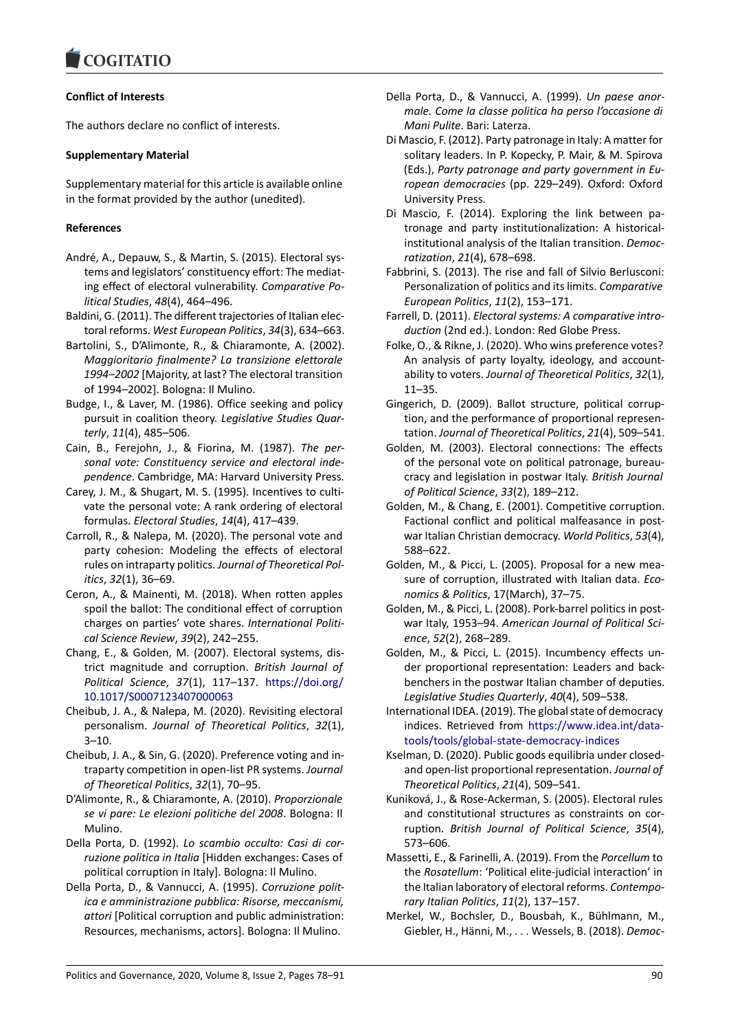**Conflict of Interests**

The authors declare no conflict of interests.

**Supplementary Material**

Supplementary material for this article is available online in the format provided by the author (unedited).

**References**

André, A., Depauw, S., & Martin, S. (2015). Electoral systems and legislators' constituency effort: The mediating effect of electoral vulnerability. *Comparative Political Studies*, *48*(4), 464–496.

Baldini, G. (2011). The different trajectories of Italian electoral reforms. *West European Politics*, *34*(3), 634–663.

Bartolini, S., D'Alimonte, R., & Chiaramonte, A. (2002). *Maggioritario finalmente? La transizione elettorale 1994–2002* [Majority, at last? The electoral transition of 1994–2002]. Bologna: Il Mulino.

Budge, I., & Laver, M. (1986). Office seeking and policy pursuit in coalition theory. *Legislative Studies Quarterly*, *11*(4), 485–506.

Cain, B., Ferejohn, J., & Fiorina, M. (1987). *The personal vote: Constituency service and electoral independence*. Cambridge, MA: Harvard University Press.

Carey, J. M., & Shugart, M. S. (1995). Incentives to cultivate the personal vote: A rank ordering of electoral formulas. *Electoral Studies*, *14*(4), 417–439.

Carroll, R., & Nalepa, M. (2020). The personal vote and party cohesion: Modeling the effects of electoral rules on intraparty politics. *Journal of Theoretical Politics*, *32*(1), 36–69.

Ceron, A., & Mainenti, M. (2018). When rotten apples spoil the ballot: The conditional effect of corruption charges on parties' vote shares. *International Political Science Review*, *39*(2), 242–255.

Chang, E., & Golden, M. (2007). Electoral systems, district magnitude and corruption. *British Journal of Political Science*, *37*(1), 117–137. https://doi.org/10.1017/S0007123407000063

Cheibub, J. A., & Nalepa, M. (2020). Revisiting electoral personalism. *Journal of Theoretical Politics*, *32*(1), 3–10.

Cheibub, J. A., & Sin, G. (2020). Preference voting and intraparty competition in open-list PR systems. *Journal of Theoretical Politics*, *32*(1), 70–95.

D'Alimonte, R., & Chiaramonte, A. (2010). *Proporzionale se vi pare: Le elezioni politiche del 2008*. Bologna: Il Mulino.

Della Porta, D. (1992). *Lo scambio occulto: Casi di corruzione politica in Italia* [Hidden exchanges: Cases of political corruption in Italy]. Bologna: Il Mulino.

Della Porta, D., & Vannucci, A. (1995). *Corruzione politica e amministrazione pubblica: Risorse, meccanismi, attori* [Political corruption and public administration: Resources, mechanisms, actors]. Bologna: Il Mulino.

Della Porta, D., & Vannucci, A. (1999). *Un paese anormale. Come la classe politica ha perso l'occasione di Mani Pulite*. Bari: Laterza.

Di Mascio, F. (2012). Party patronage in Italy: A matter for solitary leaders. In P. Kopecky, P. Mair, & M. Spirova (Eds.), *Party patronage and party government in European democracies* (pp. 229–249). Oxford: Oxford University Press.

Di Mascio, F. (2014). Exploring the link between patronage and party institutionalization: A historical-institutional analysis of the Italian transition. *Democratization*, *21*(4), 678–698.

Fabbrini, S. (2013). The rise and fall of Silvio Berlusconi: Personalization of politics and its limits. *Comparative European Politics*, *11*(2), 153–171.

Farrell, D. (2011). *Electoral systems: A comparative introduction* (2nd ed.). London: Red Globe Press.

Folke, O., & Rikne, J. (2020). Who wins preference votes? An analysis of party loyalty, ideology, and accountability to voters. *Journal of Theoretical Politics*, *32*(1), 11–35.

Gingerich, D. (2009). Ballot structure, political corruption, and the performance of proportional representation. *Journal of Theoretical Politics*, *21*(4), 509–541.

Golden, M. (2003). Electoral connections: The effects of the personal vote on political patronage, bureaucracy and legislation in postwar Italy. *British Journal of Political Science*, *33*(2), 189–212.

Golden, M., & Chang, E. (2001). Competitive corruption. Factional conflict and political malfeasance in postwar Italian Christian democracy. *World Politics*, *53*(4), 588–622.

Golden, M., & Picci, L. (2005). Proposal for a new measure of corruption, illustrated with Italian data. *Economics & Politics*, 17(March), 37–75.

Golden, M., & Picci, L. (2008). Pork-barrel politics in postwar Italy, 1953–94. *American Journal of Political Science*, *52*(2), 268–289.

Golden, M., & Picci, L. (2015). Incumbency effects under proportional representation: Leaders and backbenchers in the postwar Italian chamber of deputies. *Legislative Studies Quarterly*, *40*(4), 509–538.

International IDEA. (2019). The global state of democracy indices. Retrieved from https://www.idea.int/data-tools/tools/global-state-democracy-indices

Kselman, D. (2020). Public goods equilibria under closed- and open-list proportional representation. *Journal of Theoretical Politics*, *21*(4), 509–541.

Kuniková, J., & Rose-Ackerman, S. (2005). Electoral rules and constitutional structures as constraints on corruption. *British Journal of Political Science*, *35*(4), 573–606.

Massetti, E., & Farinelli, A. (2019). From the *Porcellum* to the *Rosatellum*: 'Political elite-judicial interaction' in the Italian laboratory of electoral reforms. *Contemporary Italian Politics*, *11*(2), 137–157.

Merkel, W., Bochsler, D., Bousbah, K., Bühlmann, M., Giebler, H., Hänni, M., . . . Wessels, B. (2018). *Democ-*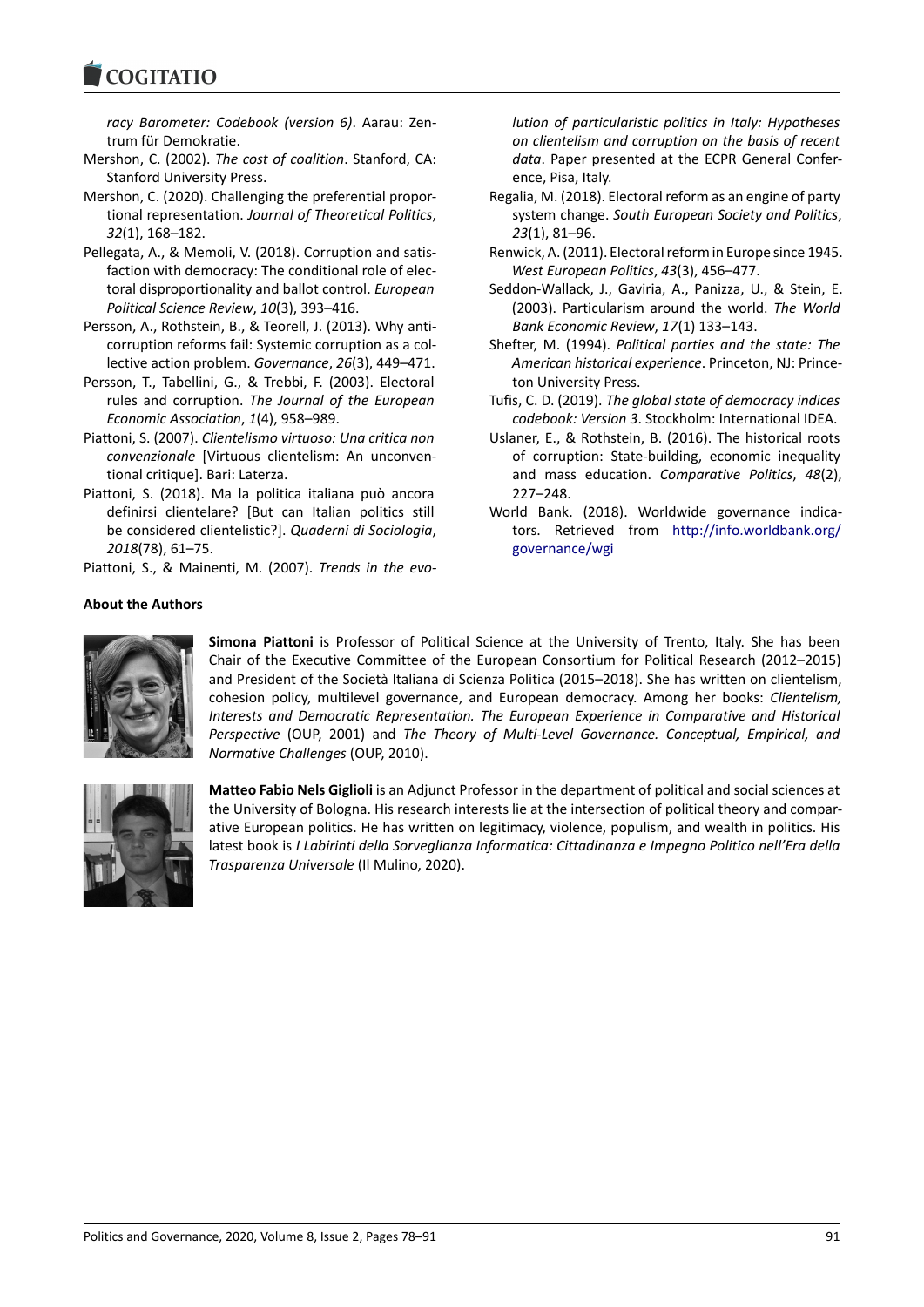*racy Barometer: Codebook (version 6)*. Aarau: Zentrum für Demokratie.

Mershon, C. (2002). *The cost of coalition*. Stanford, CA: Stanford University Press.

Mershon, C. (2020). Challenging the preferential proportional representation. *Journal of Theoretical Politics*, *32*(1), 168–182.

Pellegata, A., & Memoli, V. (2018). Corruption and satisfaction with democracy: The conditional role of electoral disproportionality and ballot control. *European Political Science Review*, *10*(3), 393–416.

Persson, A., Rothstein, B., & Teorell, J. (2013). Why anticorruption reforms fail: Systemic corruption as a collective action problem. *Governance*, *26*(3), 449–471.

Persson, T., Tabellini, G., & Trebbi, F. (2003). Electoral rules and corruption. *The Journal of the European Economic Association*, *1*(4), 958–989.

Piattoni, S. (2007). *Clientelismo virtuoso: Una critica non convenzionale* [Virtuous clientelism: An unconventional critique]. Bari: Laterza.

Piattoni, S. (2018). Ma la politica italiana può ancora definirsi clientelare? [But can Italian politics still be considered clientelistic?]. *Quaderni di Sociologia*, *2018*(78), 61–75.

Piattoni, S., & Mainenti, M. (2007). *Trends in the evolution of particularistic politics in Italy: Hypotheses on clientelism and corruption on the basis of recent data*. Paper presented at the ECPR General Conference, Pisa, Italy.

Regalia, M. (2018). Electoral reform as an engine of party system change. *South European Society and Politics*, *23*(1), 81–96.

Renwick, A. (2011). Electoral reform in Europe since 1945. *West European Politics*, *43*(3), 456–477.

Seddon-Wallack, J., Gaviria, A., Panizza, U., & Stein, E. (2003). Particularism around the world. *The World Bank Economic Review*, *17*(1) 133–143.

Shefter, M. (1994). *Political parties and the state: The American historical experience*. Princeton, NJ: Princeton University Press.

Tufis, C. D. (2019). *The global state of democracy indices codebook: Version 3*. Stockholm: International IDEA.

Uslaner, E., & Rothstein, B. (2016). The historical roots of corruption: State-building, economic inequality and mass education. *Comparative Politics*, *48*(2), 227–248.

World Bank. (2018). Worldwide governance indicators. Retrieved from http://info.worldbank.org/governance/wgi

**About the Authors**

**Simona Piattoni** is Professor of Political Science at the University of Trento, Italy. She has been Chair of the Executive Committee of the European Consortium for Political Research (2012–2015) and President of the Società Italiana di Scienza Politica (2015–2018). She has written on clientelism, cohesion policy, multilevel governance, and European democracy. Among her books: *Clientelism, Interests and Democratic Representation. The European Experience in Comparative and Historical Perspective* (OUP, 2001) and *The Theory of Multi-Level Governance. Conceptual, Empirical, and Normative Challenges* (OUP, 2010).

**Matteo Fabio Nels Giglioli** is an Adjunct Professor in the department of political and social sciences at the University of Bologna. His research interests lie at the intersection of political theory and comparative European politics. He has written on legitimacy, violence, populism, and wealth in politics. His latest book is *I Labirinti della Sorveglianza Informatica: Cittadinanza e Impegno Politico nell'Era della Trasparenza Universale* (Il Mulino, 2020).